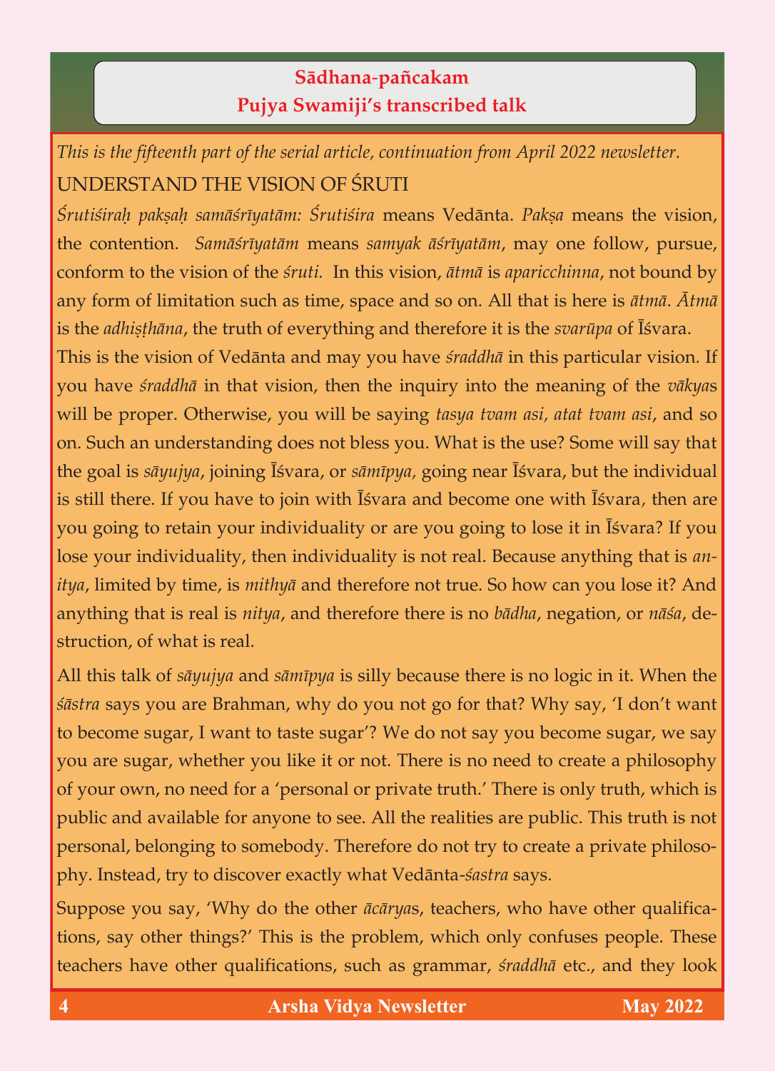# Sādhana-pañcakam
## Pujya Swamiji's transcribed talk

*This is the fifteenth part of the serial article, continuation from April 2022 newsletter.*

### UNDERSTAND THE VISION OF ŚRUTI

*Śrutiśiraḥ pakṣaḥ samāśrīyatām: Śrutiśira* means Vedānta. *Pakṣa* means the vision, the contention. *Samāśrīyatām* means *samyak āśrīyatām*, may one follow, pursue, conform to the vision of the *śruti.* In this vision, *ātmā* is *aparicchinna*, not bound by any form of limitation such as time, space and so on. All that is here is *ātmā*. *Ātmā* is the *adhiṣṭhāna*, the truth of everything and therefore it is the *svarūpa* of Īśvara. This is the vision of Vedānta and may you have *śraddhā* in this particular vision. If you have *śraddhā* in that vision, then the inquiry into the meaning of the *vākya*s will be proper. Otherwise, you will be saying *tasya tvam asi*, *atat tvam asi*, and so on. Such an understanding does not bless you. What is the use? Some will say that the goal is *sāyujya*, joining Īśvara, or *sāmīpya,* going near Īśvara, but the individual is still there. If you have to join with Īśvara and become one with Īśvara, then are you going to retain your individuality or are you going to lose it in Īśvara? If you lose your individuality, then individuality is not real. Because anything that is *anitya*, limited by time, is *mithyā* and therefore not true. So how can you lose it? And anything that is real is *nitya*, and therefore there is no *bādha*, negation, or *nāśa*, destruction, of what is real.

All this talk of *sāyujya* and *sāmīpya* is silly because there is no logic in it. When the *śāstra* says you are Brahman, why do you not go for that? Why say, 'I don't want to become sugar, I want to taste sugar'? We do not say you become sugar, we say you are sugar, whether you like it or not. There is no need to create a philosophy of your own, no need for a 'personal or private truth.' There is only truth, which is public and available for anyone to see. All the realities are public. This truth is not personal, belonging to somebody. Therefore do not try to create a private philosophy. Instead, try to discover exactly what Vedānta-*śastra* says.

Suppose you say, 'Why do the other *ācārya*s, teachers, who have other qualifications, say other things?' This is the problem, which only confuses people. These teachers have other qualifications, such as grammar, *śraddhā* etc., and they look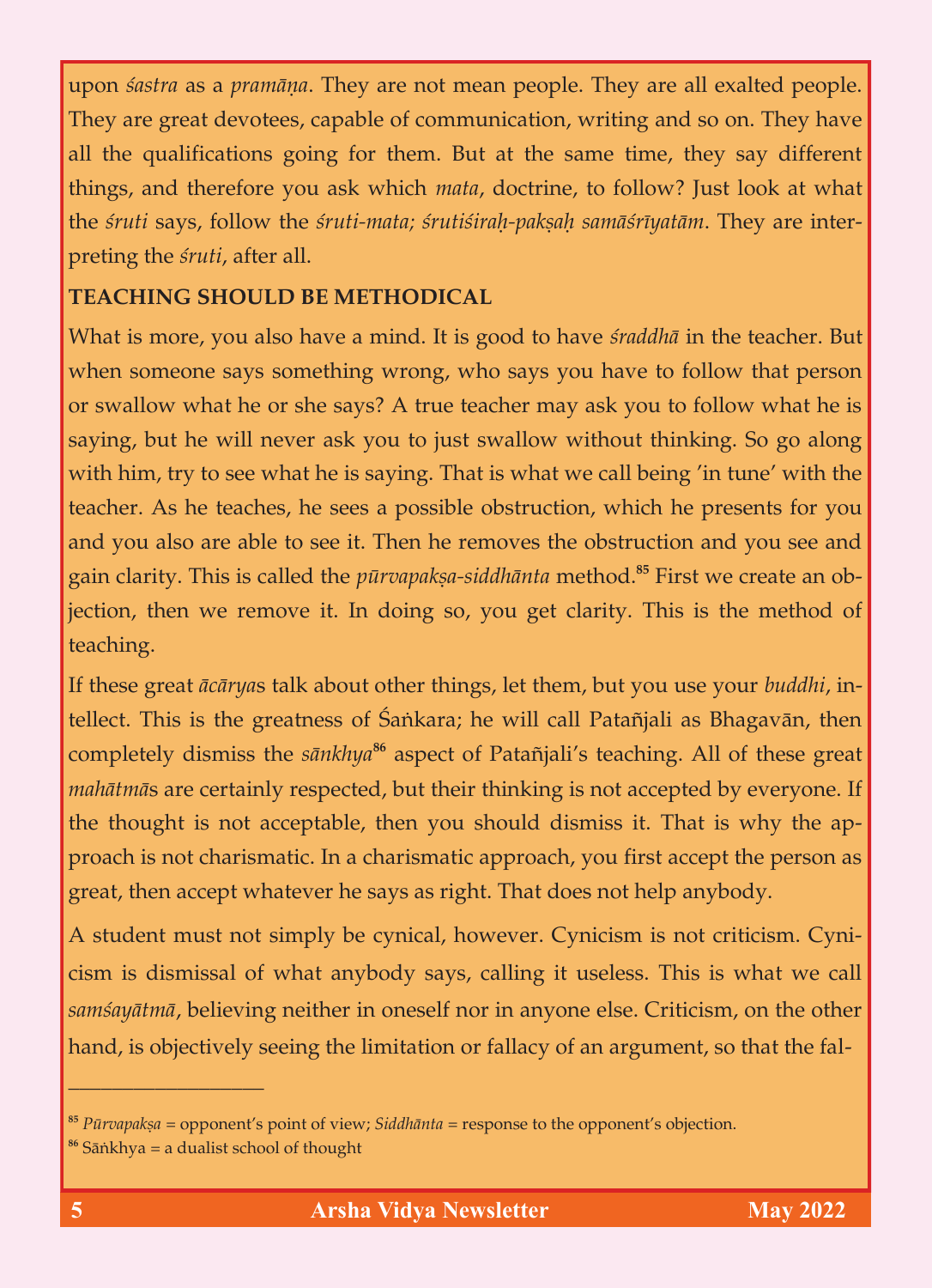upon *śastra* as a *pramāṇa*. They are not mean people. They are all exalted people. They are great devotees, capable of communication, writing and so on. They have all the qualifications going for them. But at the same time, they say different things, and therefore you ask which *mata*, doctrine, to follow? Just look at what the *śruti* says, follow the *śruti-mata; śrutiśiraḥ-pakṣaḥ samāśrīyatām*. They are interpreting the *śruti*, after all.

**TEACHING SHOULD BE METHODICAL**

What is more, you also have a mind. It is good to have *śraddhā* in the teacher. But when someone says something wrong, who says you have to follow that person or swallow what he or she says? A true teacher may ask you to follow what he is saying, but he will never ask you to just swallow without thinking. So go along with him, try to see what he is saying. That is what we call being 'in tune' with the teacher. As he teaches, he sees a possible obstruction, which he presents for you and you also are able to see it. Then he removes the obstruction and you see and gain clarity. This is called the *pūrvapakṣa-siddhānta* method.[85] First we create an objection, then we remove it. In doing so, you get clarity. This is the method of teaching.

If these great *ācārya*s talk about other things, let them, but you use your *buddhi*, intellect. This is the greatness of Śaṅkara; he will call Patañjali as Bhagavān, then completely dismiss the *sānkhya*[86] aspect of Patañjali's teaching. All of these great *mahātmā*s are certainly respected, but their thinking is not accepted by everyone. If the thought is not acceptable, then you should dismiss it. That is why the approach is not charismatic. In a charismatic approach, you first accept the person as great, then accept whatever he says as right. That does not help anybody.

A student must not simply be cynical, however. Cynicism is not criticism. Cynicism is dismissal of what anybody says, calling it useless. This is what we call *samśayātmā*, believing neither in oneself nor in anyone else. Criticism, on the other hand, is objectively seeing the limitation or fallacy of an argument, so that the fal-

---

[85] *Pūrvapakṣa* = opponent's point of view; *Siddhānta* = response to the opponent's objection.

[86] Sāṅkhya = a dualist school of thought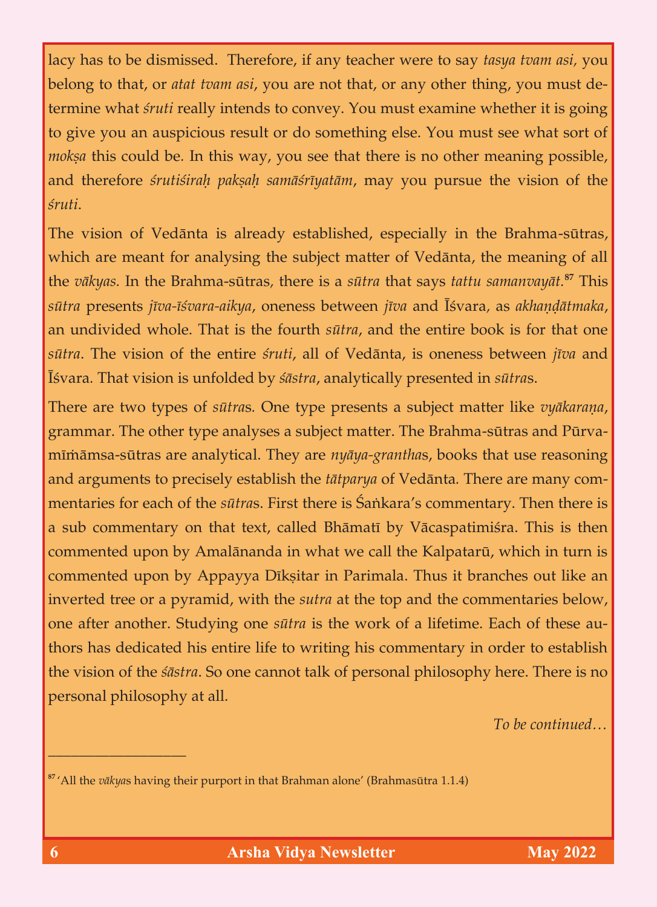lacy has to be dismissed. Therefore, if any teacher were to say *tasya tvam asi*, you belong to that, or *atat tvam asi*, you are not that, or any other thing, you must determine what *śruti* really intends to convey. You must examine whether it is going to give you an auspicious result or do something else. You must see what sort of *mokṣa* this could be. In this way, you see that there is no other meaning possible, and therefore *śrutiśiraḥ pakṣaḥ samāśrīyatām*, may you pursue the vision of the *śruti*.

The vision of Vedānta is already established, especially in the Brahma-sūtras, which are meant for analysing the subject matter of Vedānta, the meaning of all the *vākyas*. In the Brahma-sūtras, there is a *sūtra* that says *tattu samanvayāt.*[87] This *sūtra* presents *jīva-īśvara-aikya*, oneness between *jīva* and Īśvara, as *akhaṇḍātmaka*, an undivided whole. That is the fourth *sūtra*, and the entire book is for that one *sūtra*. The vision of the entire *śruti*, all of Vedānta, is oneness between *jīva* and Īśvara. That vision is unfolded by *śāstra*, analytically presented in *sūtra*s.

There are two types of *sūtra*s. One type presents a subject matter like *vyākaraṇa*, grammar. The other type analyses a subject matter. The Brahma-sūtras and Pūrva-mīmāṁsa-sūtras are analytical. They are *nyāya-grantha*s, books that use reasoning and arguments to precisely establish the *tātparya* of Vedānta. There are many commentaries for each of the *sūtra*s. First there is Śaṅkara's commentary. Then there is a sub commentary on that text, called Bhāmatī by Vācaspatimiśra. This is then commented upon by Amalānanda in what we call the Kalpatarū, which in turn is commented upon by Appayya Dīkṣitar in Parimala. Thus it branches out like an inverted tree or a pyramid, with the *sutra* at the top and the commentaries below, one after another. Studying one *sūtra* is the work of a lifetime. Each of these authors has dedicated his entire life to writing his commentary in order to establish the vision of the *śāstra*. So one cannot talk of personal philosophy here. There is no personal philosophy at all.

*To be continued…*

---

[87] 'All the *vākya*s having their purport in that Brahman alone' (Brahmasūtra 1.1.4)